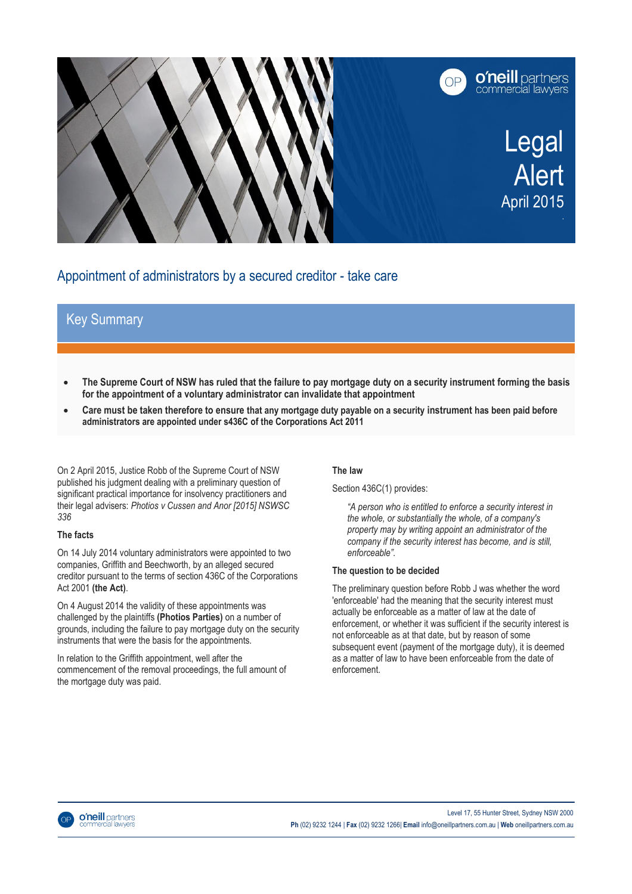o'neill partners commercial lawyers

# Legal Alert

April 2015

## Appointment of administrators by a secured creditor - take care

### Key Summary

- **The Supreme Court of NSW has ruled that the failure to pay mortgage duty on a security instrument forming the basis for the appointment of a voluntary administrator can invalidate that appointment**
- **Care must be taken therefore to ensure that any mortgage duty payable on a security instrument has been paid before administrators are appointed under s436C of the Corporations Act 2011**

On 2 April 2015, Justice Robb of the Supreme Court of NSW published his judgment dealing with a preliminary question of significant practical importance for insolvency practitioners and their legal advisers: *Photios v Cussen and Anor [2015] NSWSC 336*

### The facts

On 14 July 2014 voluntary administrators were appointed to two companies, Griffith and Beechworth, by an alleged secured creditor pursuant to the terms of section 436C of the Corporations Act 2001 **(the Act)**.

On 4 August 2014 the validity of these appointments was challenged by the plaintiffs **(Photios Parties)** on a number of grounds, including the failure to pay mortgage duty on the security instruments that were the basis for the appointments.

In relation to the Griffith appointment, well after the commencement of the removal proceedings, the full amount of the mortgage duty was paid.

### The law

Section 436C(1) provides:

> *"A person who is entitled to enforce a security interest in the whole, or substantially the whole, of a company's property may by writing appoint an administrator of the company if the security interest has become, and is still, enforceable".*

### The question to be decided

The preliminary question before Robb J was whether the word 'enforceable' had the meaning that the security interest must actually be enforceable as a matter of law at the date of enforcement, or whether it was sufficient if the security interest is not enforceable as at that date, but by reason of some subsequent event (payment of the mortgage duty), it is deemed as a matter of law to have been enforceable from the date of enforcement.

Level 17, 55 Hunter Street, Sydney NSW 2000
**Ph** (02) 9232 1244 | **Fax** (02) 9232 1266| **Email** info@oneillpartners.com.au | **Web** oneillpartners.com.au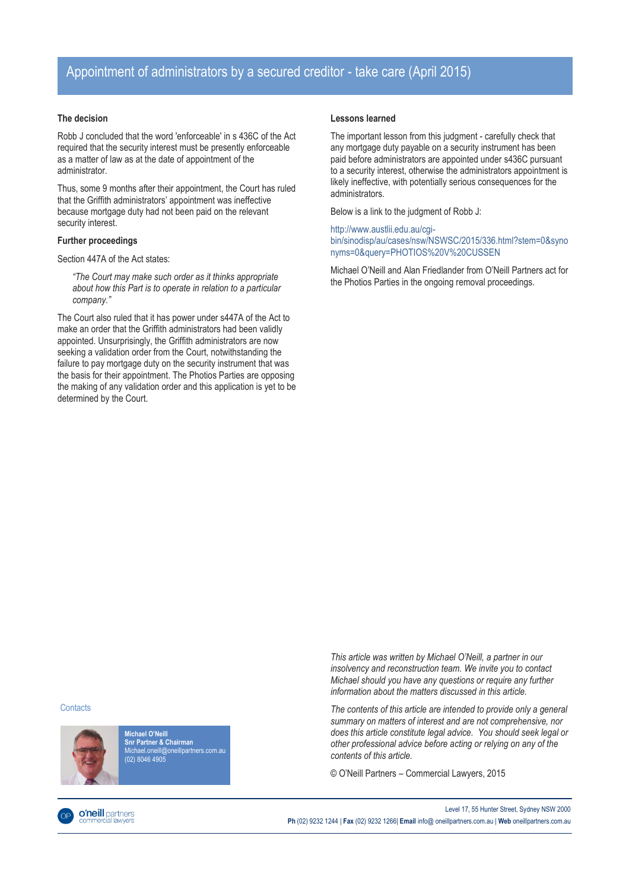# Appointment of administrators by a secured creditor - take care (April 2015)

### The decision

Robb J concluded that the word 'enforceable' in s 436C of the Act required that the security interest must be presently enforceable as a matter of law as at the date of appointment of the administrator.

Thus, some 9 months after their appointment, the Court has ruled that the Griffith administrators' appointment was ineffective because mortgage duty had not been paid on the relevant security interest.

### Further proceedings

Section 447A of the Act states:

> *"The Court may make such order as it thinks appropriate about how this Part is to operate in relation to a particular company."*

The Court also ruled that it has power under s447A of the Act to make an order that the Griffith administrators had been validly appointed. Unsurprisingly, the Griffith administrators are now seeking a validation order from the Court, notwithstanding the failure to pay mortgage duty on the security instrument that was the basis for their appointment. The Photios Parties are opposing the making of any validation order and this application is yet to be determined by the Court.

### Lessons learned

The important lesson from this judgment - carefully check that any mortgage duty payable on a security instrument has been paid before administrators are appointed under s436C pursuant to a security interest, otherwise the administrators appointment is likely ineffective, with potentially serious consequences for the administrators.

Below is a link to the judgment of Robb J:

http://www.austlii.edu.au/cgi-bin/sinodisp/au/cases/nsw/NSWSC/2015/336.html?stem=0&synonyms=0&query=PHOTIOS%20V%20CUSSEN

Michael O'Neill and Alan Friedlander from O'Neill Partners act for the Photios Parties in the ongoing removal proceedings.

*This article was written by Michael O'Neill, a partner in our insolvency and reconstruction team. We invite you to contact Michael should you have any questions or require any further information about the matters discussed in this article.*

*The contents of this article are intended to provide only a general summary on matters of interest and are not comprehensive, nor does this article constitute legal advice. You should seek legal or other professional advice before acting or relying on any of the contents of this article.*

© O'Neill Partners – Commercial Lawyers, 2015

Contacts

**Michael O'Neill**
**Snr Partner & Chairman**
Michael.oneill@oneillpartners.com.au
(02) 8046 4905

o'neill partners commercial lawyers

Level 17, 55 Hunter Street, Sydney NSW 2000
**Ph** (02) 9232 1244 | **Fax** (02) 9232 1266| **Email** info@ oneillpartners.com.au | **Web** oneillpartners.com.au